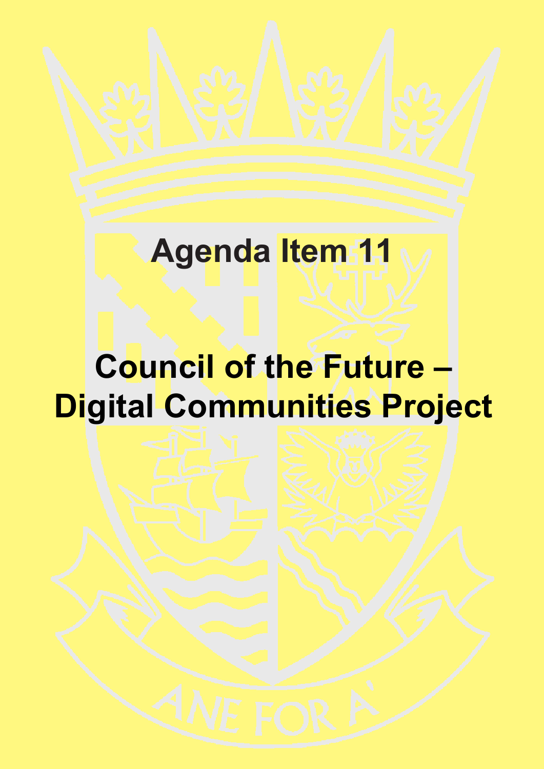# Agenda Item 11

# Council of the Future – Digital Communities Project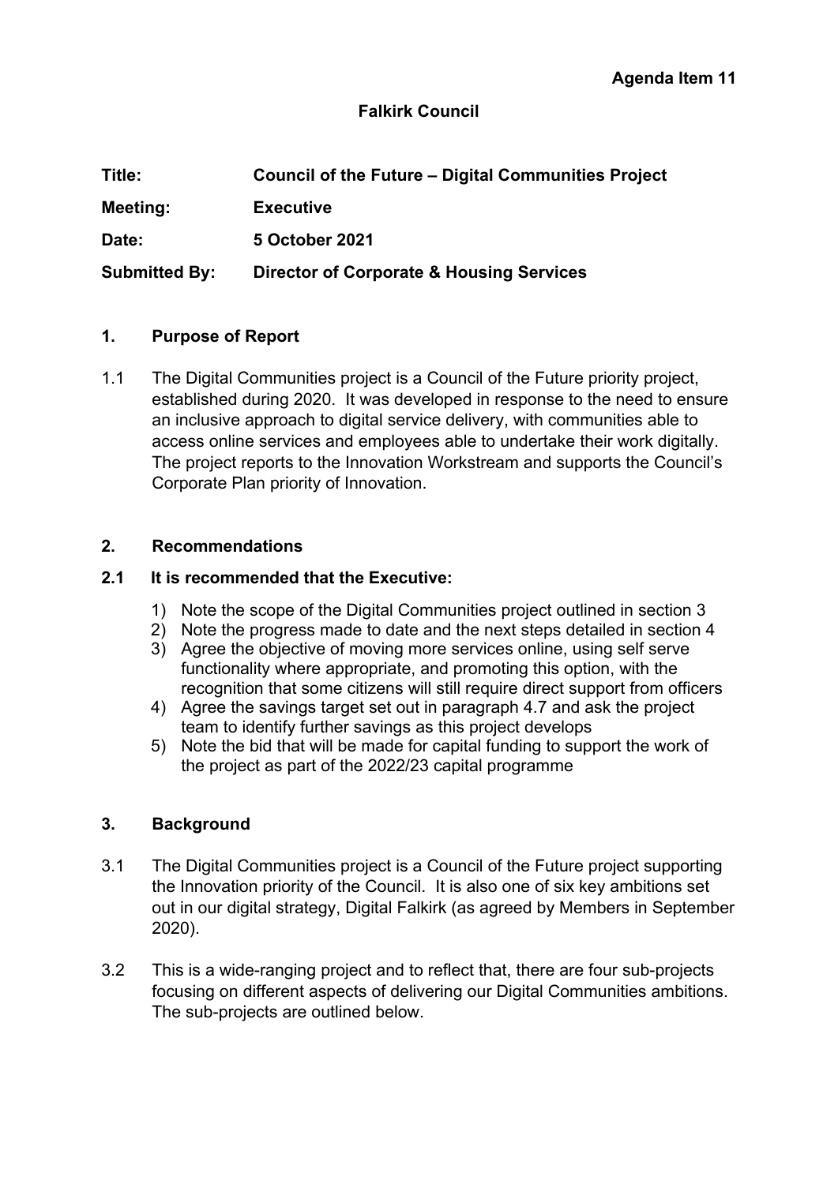**Agenda Item 11**

**Falkirk Council**

| | |
|---|---|
| **Title:** | **Council of the Future – Digital Communities Project** |
| **Meeting:** | **Executive** |
| **Date:** | **5 October 2021** |
| **Submitted By:** | **Director of Corporate & Housing Services** |

## 1. Purpose of Report

1.1 The Digital Communities project is a Council of the Future priority project, established during 2020. It was developed in response to the need to ensure an inclusive approach to digital service delivery, with communities able to access online services and employees able to undertake their work digitally. The project reports to the Innovation Workstream and supports the Council's Corporate Plan priority of Innovation.

## 2. Recommendations

**2.1 It is recommended that the Executive:**

1) Note the scope of the Digital Communities project outlined in section 3
2) Note the progress made to date and the next steps detailed in section 4
3) Agree the objective of moving more services online, using self serve functionality where appropriate, and promoting this option, with the recognition that some citizens will still require direct support from officers
4) Agree the savings target set out in paragraph 4.7 and ask the project team to identify further savings as this project develops
5) Note the bid that will be made for capital funding to support the work of the project as part of the 2022/23 capital programme

## 3. Background

3.1 The Digital Communities project is a Council of the Future project supporting the Innovation priority of the Council. It is also one of six key ambitions set out in our digital strategy, Digital Falkirk (as agreed by Members in September 2020).

3.2 This is a wide-ranging project and to reflect that, there are four sub-projects focusing on different aspects of delivering our Digital Communities ambitions. The sub-projects are outlined below.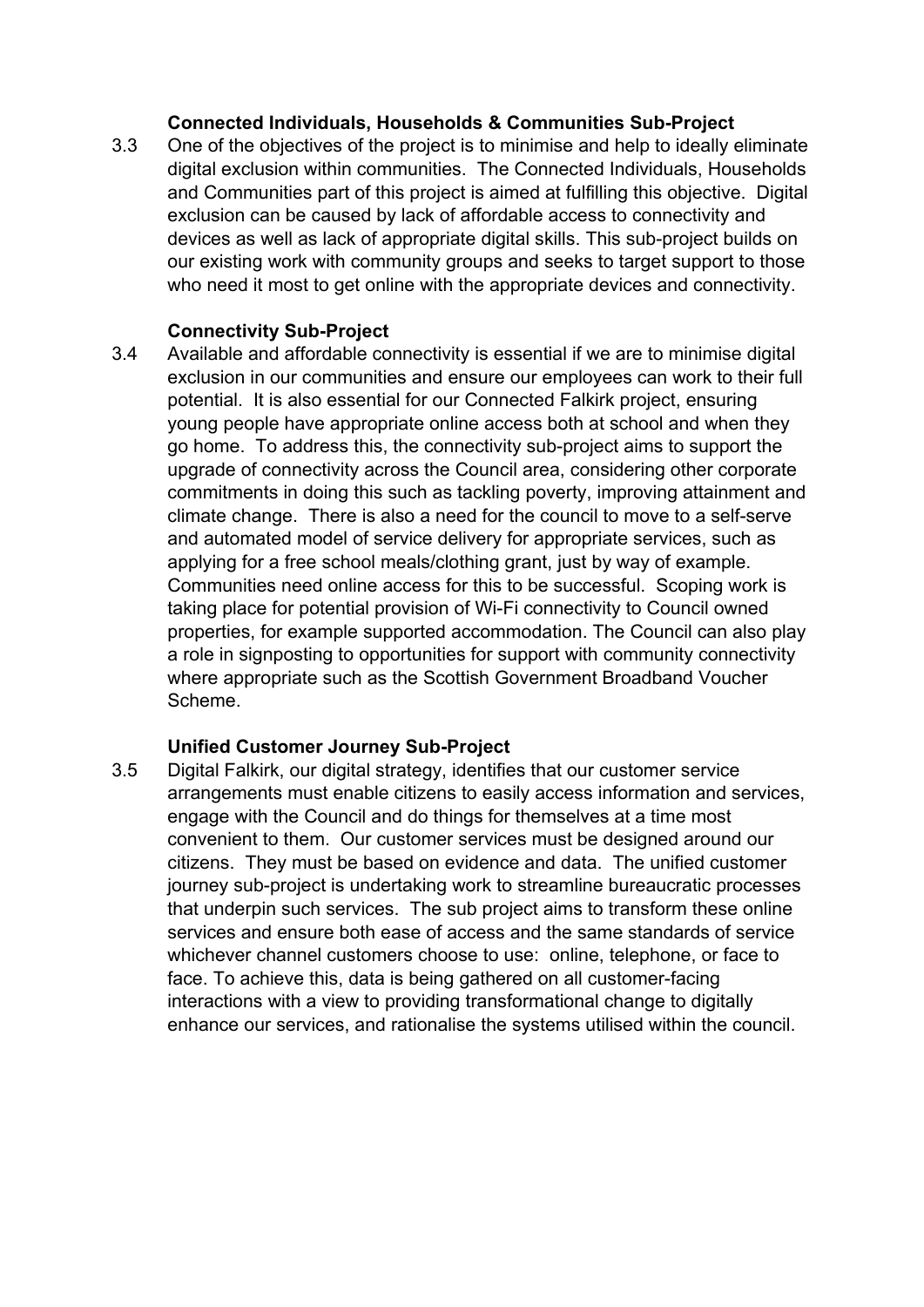**Connected Individuals, Households & Communities Sub-Project**

3.3 One of the objectives of the project is to minimise and help to ideally eliminate digital exclusion within communities. The Connected Individuals, Households and Communities part of this project is aimed at fulfilling this objective. Digital exclusion can be caused by lack of affordable access to connectivity and devices as well as lack of appropriate digital skills. This sub-project builds on our existing work with community groups and seeks to target support to those who need it most to get online with the appropriate devices and connectivity.

**Connectivity Sub-Project**

3.4 Available and affordable connectivity is essential if we are to minimise digital exclusion in our communities and ensure our employees can work to their full potential. It is also essential for our Connected Falkirk project, ensuring young people have appropriate online access both at school and when they go home. To address this, the connectivity sub-project aims to support the upgrade of connectivity across the Council area, considering other corporate commitments in doing this such as tackling poverty, improving attainment and climate change. There is also a need for the council to move to a self-serve and automated model of service delivery for appropriate services, such as applying for a free school meals/clothing grant, just by way of example. Communities need online access for this to be successful. Scoping work is taking place for potential provision of Wi-Fi connectivity to Council owned properties, for example supported accommodation. The Council can also play a role in signposting to opportunities for support with community connectivity where appropriate such as the Scottish Government Broadband Voucher Scheme.

**Unified Customer Journey Sub-Project**

3.5 Digital Falkirk, our digital strategy, identifies that our customer service arrangements must enable citizens to easily access information and services, engage with the Council and do things for themselves at a time most convenient to them. Our customer services must be designed around our citizens. They must be based on evidence and data. The unified customer journey sub-project is undertaking work to streamline bureaucratic processes that underpin such services. The sub project aims to transform these online services and ensure both ease of access and the same standards of service whichever channel customers choose to use: online, telephone, or face to face. To achieve this, data is being gathered on all customer-facing interactions with a view to providing transformational change to digitally enhance our services, and rationalise the systems utilised within the council.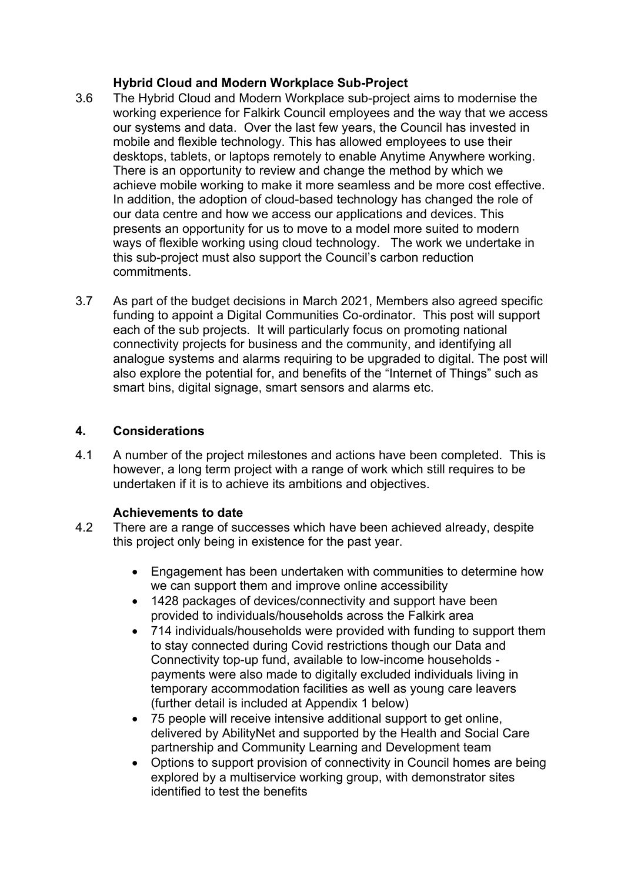**Hybrid Cloud and Modern Workplace Sub-Project**

3.6 The Hybrid Cloud and Modern Workplace sub-project aims to modernise the working experience for Falkirk Council employees and the way that we access our systems and data. Over the last few years, the Council has invested in mobile and flexible technology. This has allowed employees to use their desktops, tablets, or laptops remotely to enable Anytime Anywhere working. There is an opportunity to review and change the method by which we achieve mobile working to make it more seamless and be more cost effective. In addition, the adoption of cloud-based technology has changed the role of our data centre and how we access our applications and devices. This presents an opportunity for us to move to a model more suited to modern ways of flexible working using cloud technology. The work we undertake in this sub-project must also support the Council's carbon reduction commitments.

3.7 As part of the budget decisions in March 2021, Members also agreed specific funding to appoint a Digital Communities Co-ordinator. This post will support each of the sub projects. It will particularly focus on promoting national connectivity projects for business and the community, and identifying all analogue systems and alarms requiring to be upgraded to digital. The post will also explore the potential for, and benefits of the "Internet of Things" such as smart bins, digital signage, smart sensors and alarms etc.

## 4. Considerations

4.1 A number of the project milestones and actions have been completed. This is however, a long term project with a range of work which still requires to be undertaken if it is to achieve its ambitions and objectives.

**Achievements to date**

4.2 There are a range of successes which have been achieved already, despite this project only being in existence for the past year.

- Engagement has been undertaken with communities to determine how we can support them and improve online accessibility
- 1428 packages of devices/connectivity and support have been provided to individuals/households across the Falkirk area
- 714 individuals/households were provided with funding to support them to stay connected during Covid restrictions though our Data and Connectivity top-up fund, available to low-income households - payments were also made to digitally excluded individuals living in temporary accommodation facilities as well as young care leavers (further detail is included at Appendix 1 below)
- 75 people will receive intensive additional support to get online, delivered by AbilityNet and supported by the Health and Social Care partnership and Community Learning and Development team
- Options to support provision of connectivity in Council homes are being explored by a multiservice working group, with demonstrator sites identified to test the benefits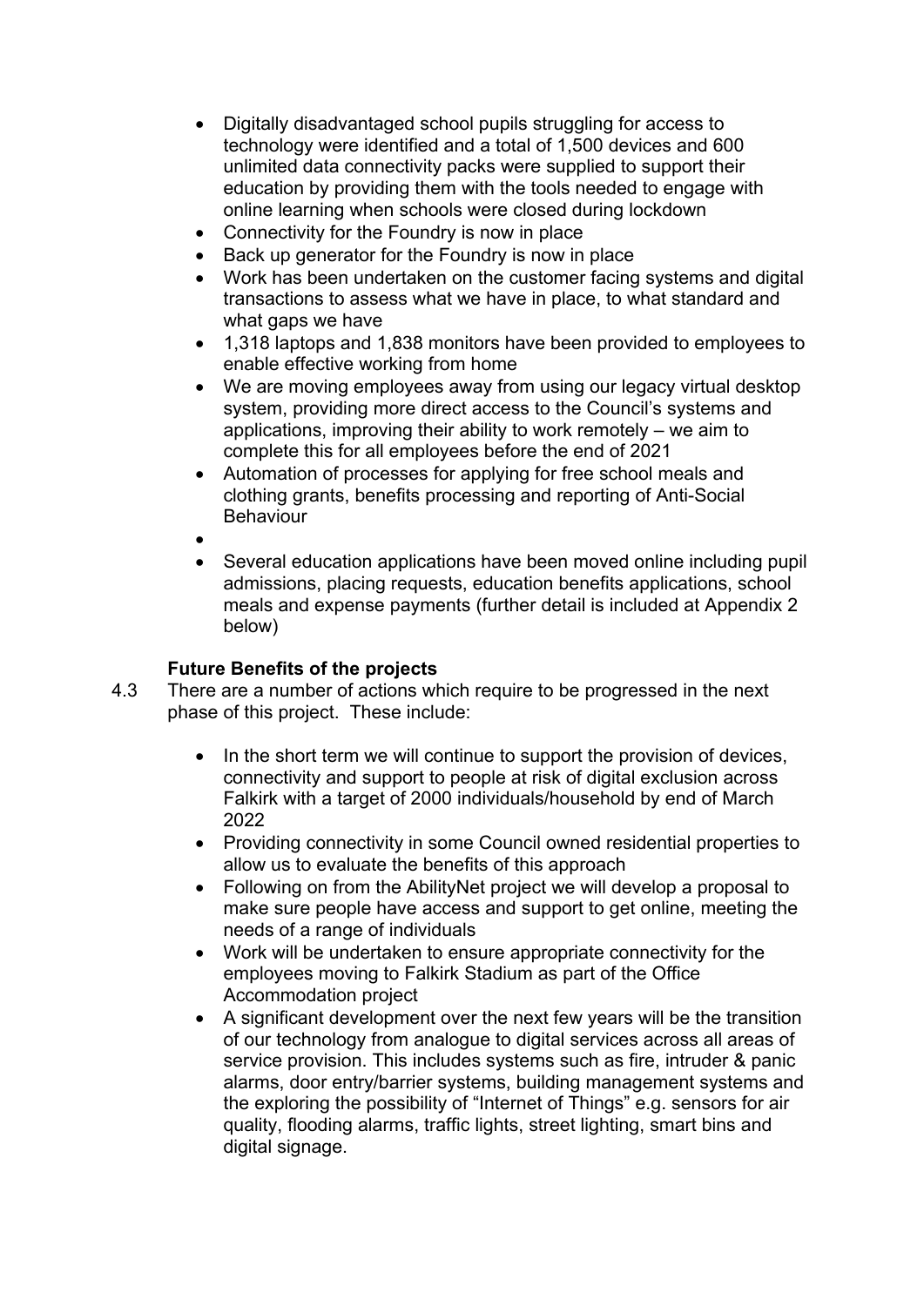- Digitally disadvantaged school pupils struggling for access to technology were identified and a total of 1,500 devices and 600 unlimited data connectivity packs were supplied to support their education by providing them with the tools needed to engage with online learning when schools were closed during lockdown
- Connectivity for the Foundry is now in place
- Back up generator for the Foundry is now in place
- Work has been undertaken on the customer facing systems and digital transactions to assess what we have in place, to what standard and what gaps we have
- 1,318 laptops and 1,838 monitors have been provided to employees to enable effective working from home
- We are moving employees away from using our legacy virtual desktop system, providing more direct access to the Council's systems and applications, improving their ability to work remotely – we aim to complete this for all employees before the end of 2021
- Automation of processes for applying for free school meals and clothing grants, benefits processing and reporting of Anti-Social Behaviour
- 
- Several education applications have been moved online including pupil admissions, placing requests, education benefits applications, school meals and expense payments (further detail is included at Appendix 2 below)

**Future Benefits of the projects**

4.3 There are a number of actions which require to be progressed in the next phase of this project. These include:

- In the short term we will continue to support the provision of devices, connectivity and support to people at risk of digital exclusion across Falkirk with a target of 2000 individuals/household by end of March 2022
- Providing connectivity in some Council owned residential properties to allow us to evaluate the benefits of this approach
- Following on from the AbilityNet project we will develop a proposal to make sure people have access and support to get online, meeting the needs of a range of individuals
- Work will be undertaken to ensure appropriate connectivity for the employees moving to Falkirk Stadium as part of the Office Accommodation project
- A significant development over the next few years will be the transition of our technology from analogue to digital services across all areas of service provision. This includes systems such as fire, intruder & panic alarms, door entry/barrier systems, building management systems and the exploring the possibility of "Internet of Things" e.g. sensors for air quality, flooding alarms, traffic lights, street lighting, smart bins and digital signage.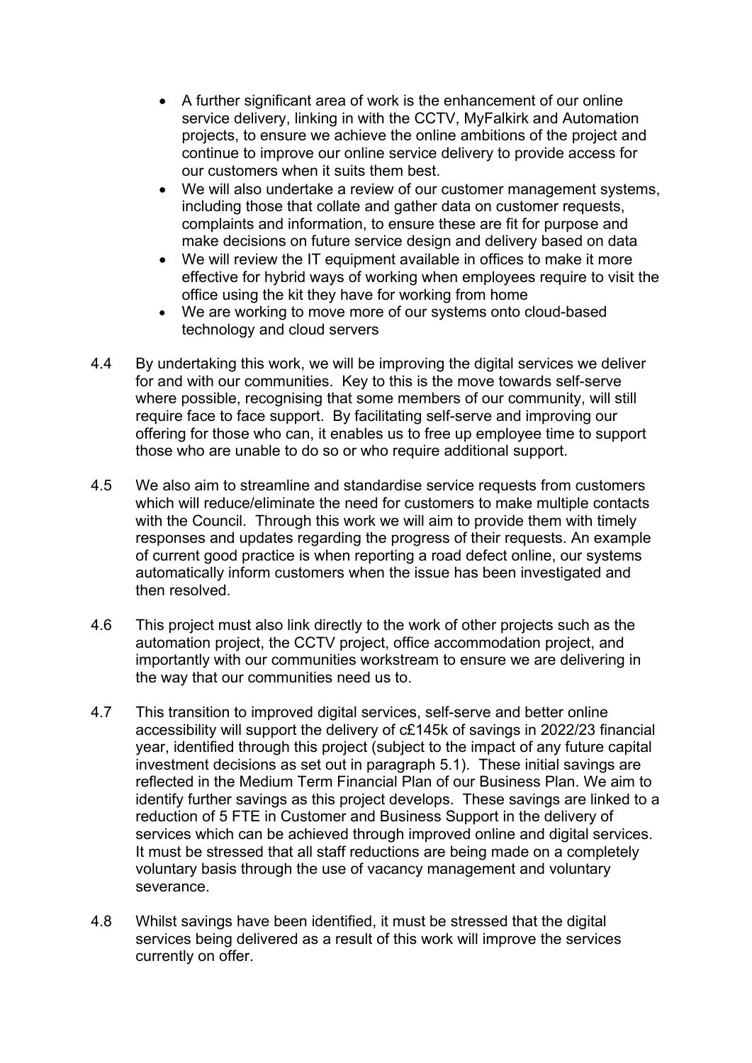- A further significant area of work is the enhancement of our online service delivery, linking in with the CCTV, MyFalkirk and Automation projects, to ensure we achieve the online ambitions of the project and continue to improve our online service delivery to provide access for our customers when it suits them best.
- We will also undertake a review of our customer management systems, including those that collate and gather data on customer requests, complaints and information, to ensure these are fit for purpose and make decisions on future service design and delivery based on data
- We will review the IT equipment available in offices to make it more effective for hybrid ways of working when employees require to visit the office using the kit they have for working from home
- We are working to move more of our systems onto cloud-based technology and cloud servers

4.4 By undertaking this work, we will be improving the digital services we deliver for and with our communities. Key to this is the move towards self-serve where possible, recognising that some members of our community, will still require face to face support. By facilitating self-serve and improving our offering for those who can, it enables us to free up employee time to support those who are unable to do so or who require additional support.

4.5 We also aim to streamline and standardise service requests from customers which will reduce/eliminate the need for customers to make multiple contacts with the Council. Through this work we will aim to provide them with timely responses and updates regarding the progress of their requests. An example of current good practice is when reporting a road defect online, our systems automatically inform customers when the issue has been investigated and then resolved.

4.6 This project must also link directly to the work of other projects such as the automation project, the CCTV project, office accommodation project, and importantly with our communities workstream to ensure we are delivering in the way that our communities need us to.

4.7 This transition to improved digital services, self-serve and better online accessibility will support the delivery of c£145k of savings in 2022/23 financial year, identified through this project (subject to the impact of any future capital investment decisions as set out in paragraph 5.1). These initial savings are reflected in the Medium Term Financial Plan of our Business Plan. We aim to identify further savings as this project develops. These savings are linked to a reduction of 5 FTE in Customer and Business Support in the delivery of services which can be achieved through improved online and digital services. It must be stressed that all staff reductions are being made on a completely voluntary basis through the use of vacancy management and voluntary severance.

4.8 Whilst savings have been identified, it must be stressed that the digital services being delivered as a result of this work will improve the services currently on offer.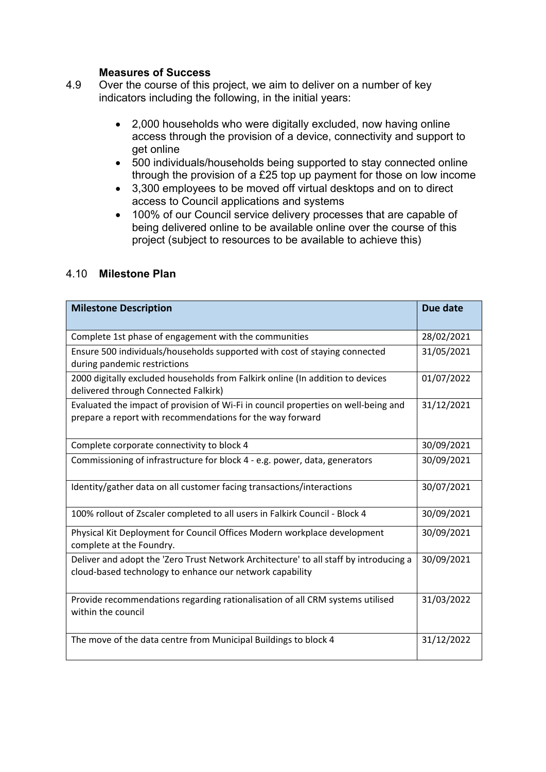**Measures of Success**

4.9 Over the course of this project, we aim to deliver on a number of key indicators including the following, in the initial years:

- 2,000 households who were digitally excluded, now having online access through the provision of a device, connectivity and support to get online
- 500 individuals/households being supported to stay connected online through the provision of a £25 top up payment for those on low income
- 3,300 employees to be moved off virtual desktops and on to direct access to Council applications and systems
- 100% of our Council service delivery processes that are capable of being delivered online to be available online over the course of this project (subject to resources to be available to achieve this)

4.10 **Milestone Plan**

| Milestone Description | Due date |
| --- | --- |
| Complete 1st phase of engagement with the communities | 28/02/2021 |
| Ensure 500 individuals/households supported with cost of staying connected during pandemic restrictions | 31/05/2021 |
| 2000 digitally excluded households from Falkirk online (In addition to devices delivered through Connected Falkirk) | 01/07/2022 |
| Evaluated the impact of provision of Wi-Fi in council properties on well-being and prepare a report with recommendations for the way forward | 31/12/2021 |
| Complete corporate connectivity to block 4 | 30/09/2021 |
| Commissioning of infrastructure for block 4 - e.g. power, data, generators | 30/09/2021 |
| Identity/gather data on all customer facing transactions/interactions | 30/07/2021 |
| 100% rollout of Zscaler completed to all users in Falkirk Council - Block 4 | 30/09/2021 |
| Physical Kit Deployment for Council Offices Modern workplace development complete at the Foundry. | 30/09/2021 |
| Deliver and adopt the 'Zero Trust Network Architecture' to all staff by introducing a cloud-based technology to enhance our network capability | 30/09/2021 |
| Provide recommendations regarding rationalisation of all CRM systems utilised within the council | 31/03/2022 |
| The move of the data centre from Municipal Buildings to block 4 | 31/12/2022 |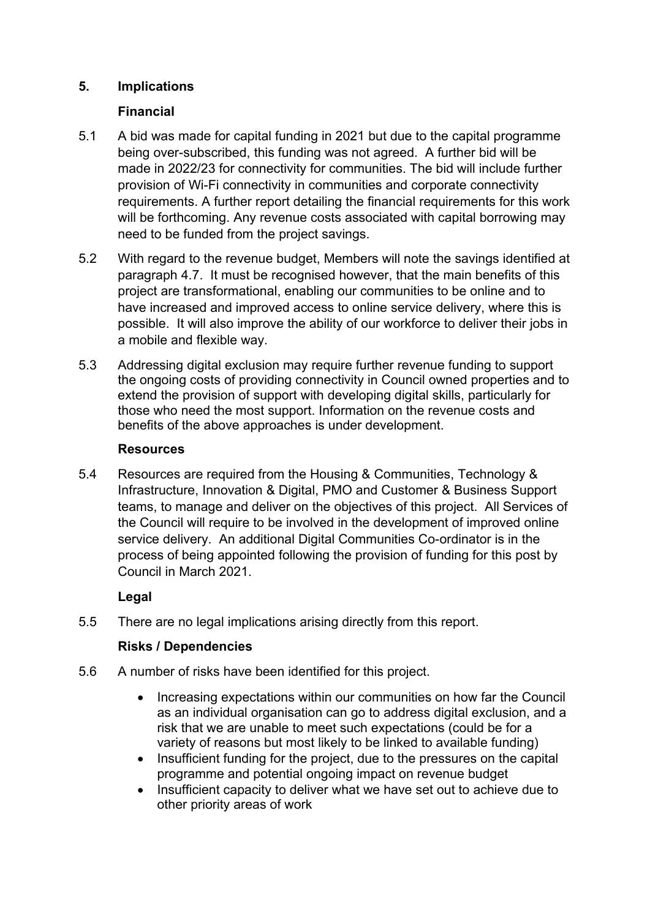## 5. Implications

### Financial

5.1 A bid was made for capital funding in 2021 but due to the capital programme being over-subscribed, this funding was not agreed. A further bid will be made in 2022/23 for connectivity for communities. The bid will include further provision of Wi-Fi connectivity in communities and corporate connectivity requirements. A further report detailing the financial requirements for this work will be forthcoming. Any revenue costs associated with capital borrowing may need to be funded from the project savings.

5.2 With regard to the revenue budget, Members will note the savings identified at paragraph 4.7. It must be recognised however, that the main benefits of this project are transformational, enabling our communities to be online and to have increased and improved access to online service delivery, where this is possible. It will also improve the ability of our workforce to deliver their jobs in a mobile and flexible way.

5.3 Addressing digital exclusion may require further revenue funding to support the ongoing costs of providing connectivity in Council owned properties and to extend the provision of support with developing digital skills, particularly for those who need the most support. Information on the revenue costs and benefits of the above approaches is under development.

### Resources

5.4 Resources are required from the Housing & Communities, Technology & Infrastructure, Innovation & Digital, PMO and Customer & Business Support teams, to manage and deliver on the objectives of this project. All Services of the Council will require to be involved in the development of improved online service delivery. An additional Digital Communities Co-ordinator is in the process of being appointed following the provision of funding for this post by Council in March 2021.

### Legal

5.5 There are no legal implications arising directly from this report.

### Risks / Dependencies

5.6 A number of risks have been identified for this project.

- Increasing expectations within our communities on how far the Council as an individual organisation can go to address digital exclusion, and a risk that we are unable to meet such expectations (could be for a variety of reasons but most likely to be linked to available funding)
- Insufficient funding for the project, due to the pressures on the capital programme and potential ongoing impact on revenue budget
- Insufficient capacity to deliver what we have set out to achieve due to other priority areas of work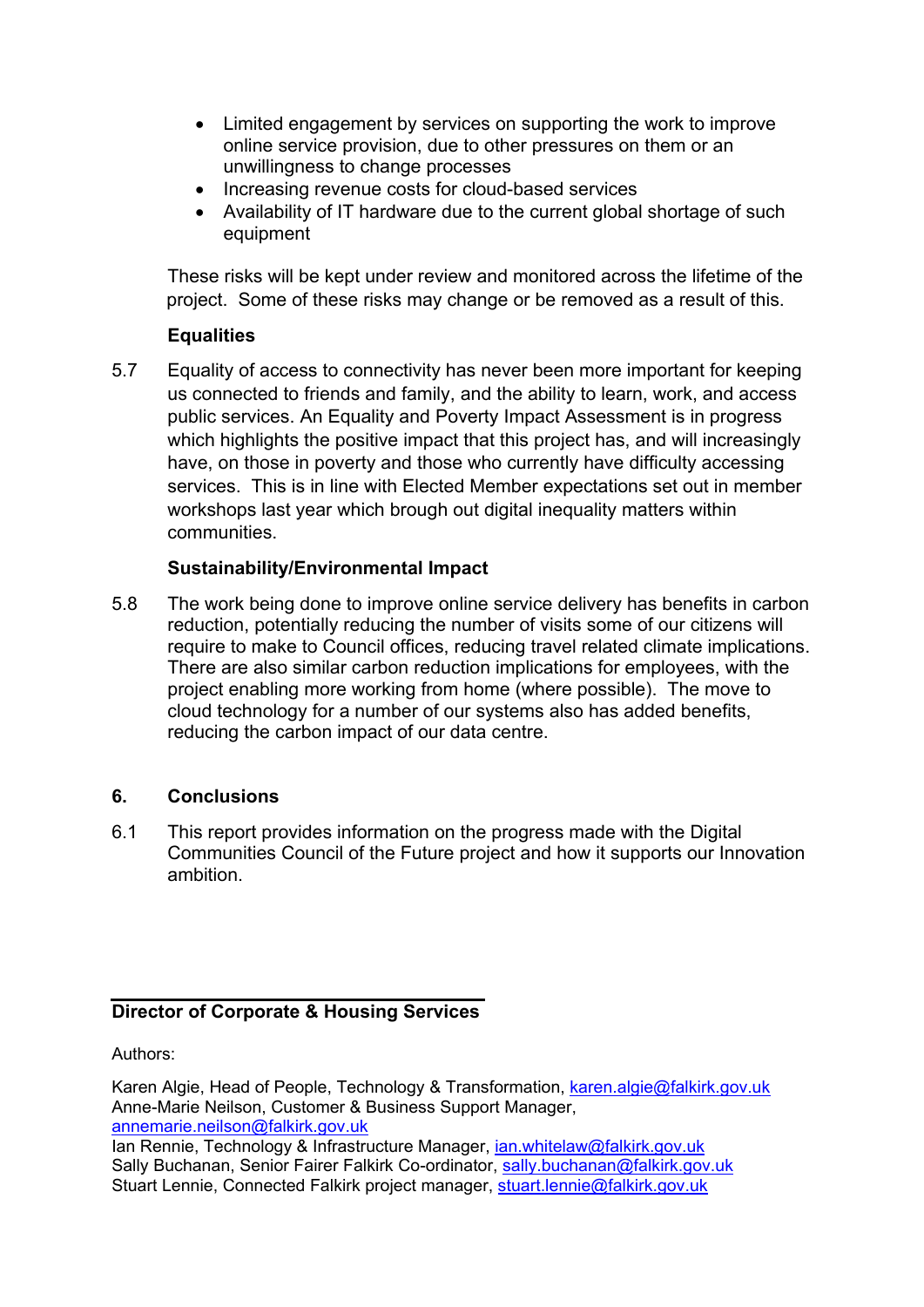- Limited engagement by services on supporting the work to improve online service provision, due to other pressures on them or an unwillingness to change processes
- Increasing revenue costs for cloud-based services
- Availability of IT hardware due to the current global shortage of such equipment

These risks will be kept under review and monitored across the lifetime of the project. Some of these risks may change or be removed as a result of this.

**Equalities**

5.7 Equality of access to connectivity has never been more important for keeping us connected to friends and family, and the ability to learn, work, and access public services. An Equality and Poverty Impact Assessment is in progress which highlights the positive impact that this project has, and will increasingly have, on those in poverty and those who currently have difficulty accessing services. This is in line with Elected Member expectations set out in member workshops last year which brough out digital inequality matters within communities.

**Sustainability/Environmental Impact**

5.8 The work being done to improve online service delivery has benefits in carbon reduction, potentially reducing the number of visits some of our citizens will require to make to Council offices, reducing travel related climate implications. There are also similar carbon reduction implications for employees, with the project enabling more working from home (where possible). The move to cloud technology for a number of our systems also has added benefits, reducing the carbon impact of our data centre.

## 6. Conclusions

6.1 This report provides information on the progress made with the Digital Communities Council of the Future project and how it supports our Innovation ambition.

**Director of Corporate & Housing Services**

Authors:

Karen Algie, Head of People, Technology & Transformation, karen.algie@falkirk.gov.uk
Anne-Marie Neilson, Customer & Business Support Manager, annemarie.neilson@falkirk.gov.uk
Ian Rennie, Technology & Infrastructure Manager, ian.whitelaw@falkirk.gov.uk
Sally Buchanan, Senior Fairer Falkirk Co-ordinator, sally.buchanan@falkirk.gov.uk
Stuart Lennie, Connected Falkirk project manager, stuart.lennie@falkirk.gov.uk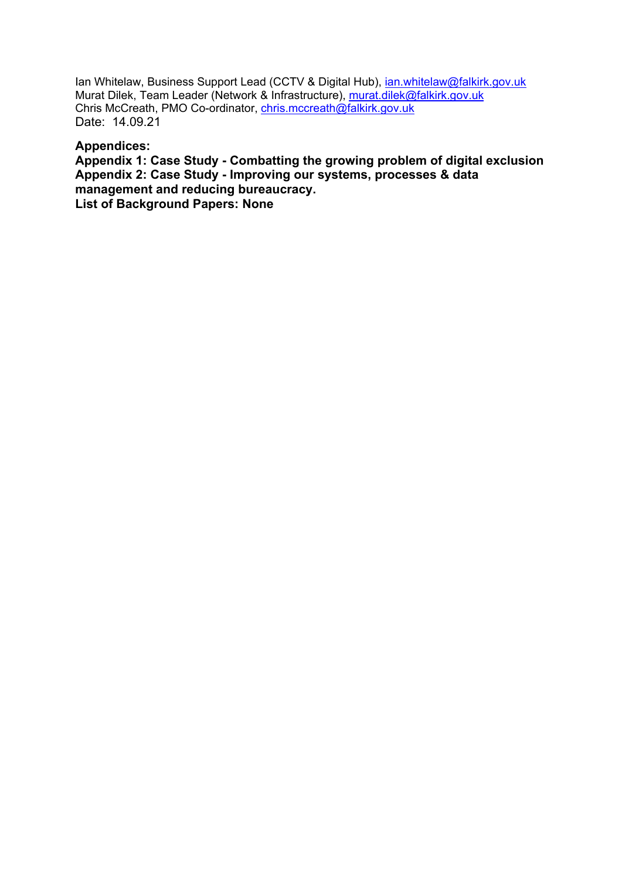Ian Whitelaw, Business Support Lead (CCTV & Digital Hub), ian.whitelaw@falkirk.gov.uk
Murat Dilek, Team Leader (Network & Infrastructure), murat.dilek@falkirk.gov.uk
Chris McCreath, PMO Co-ordinator, chris.mccreath@falkirk.gov.uk
Date: 14.09.21

**Appendices:**
**Appendix 1: Case Study - Combatting the growing problem of digital exclusion**
**Appendix 2: Case Study - Improving our systems, processes & data management and reducing bureaucracy.**
**List of Background Papers: None**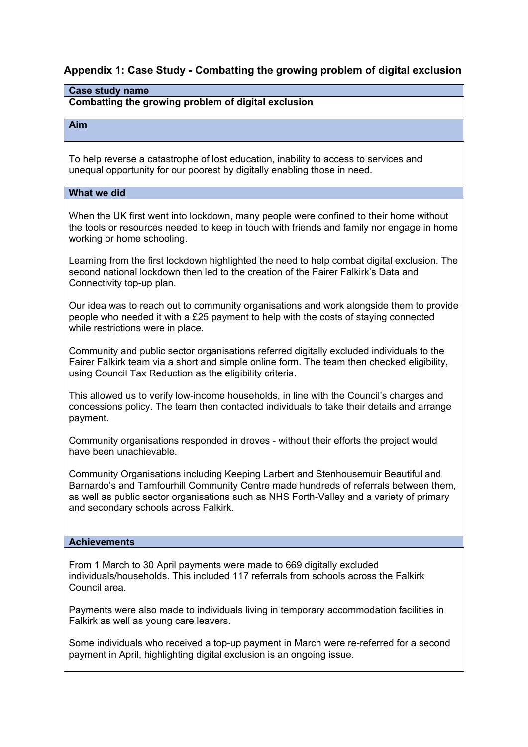## Appendix 1: Case Study - Combatting the growing problem of digital exclusion

**Case study name**

**Combatting the growing problem of digital exclusion**

**Aim**

To help reverse a catastrophe of lost education, inability to access to services and unequal opportunity for our poorest by digitally enabling those in need.

**What we did**

When the UK first went into lockdown, many people were confined to their home without the tools or resources needed to keep in touch with friends and family nor engage in home working or home schooling.

Learning from the first lockdown highlighted the need to help combat digital exclusion. The second national lockdown then led to the creation of the Fairer Falkirk's Data and Connectivity top-up plan.

Our idea was to reach out to community organisations and work alongside them to provide people who needed it with a £25 payment to help with the costs of staying connected while restrictions were in place.

Community and public sector organisations referred digitally excluded individuals to the Fairer Falkirk team via a short and simple online form. The team then checked eligibility, using Council Tax Reduction as the eligibility criteria.

This allowed us to verify low-income households, in line with the Council's charges and concessions policy. The team then contacted individuals to take their details and arrange payment.

Community organisations responded in droves - without their efforts the project would have been unachievable.

Community Organisations including Keeping Larbert and Stenhousemuir Beautiful and Barnardo's and Tamfourhill Community Centre made hundreds of referrals between them, as well as public sector organisations such as NHS Forth-Valley and a variety of primary and secondary schools across Falkirk.

**Achievements**

From 1 March to 30 April payments were made to 669 digitally excluded individuals/households. This included 117 referrals from schools across the Falkirk Council area.

Payments were also made to individuals living in temporary accommodation facilities in Falkirk as well as young care leavers.

Some individuals who received a top-up payment in March were re-referred for a second payment in April, highlighting digital exclusion is an ongoing issue.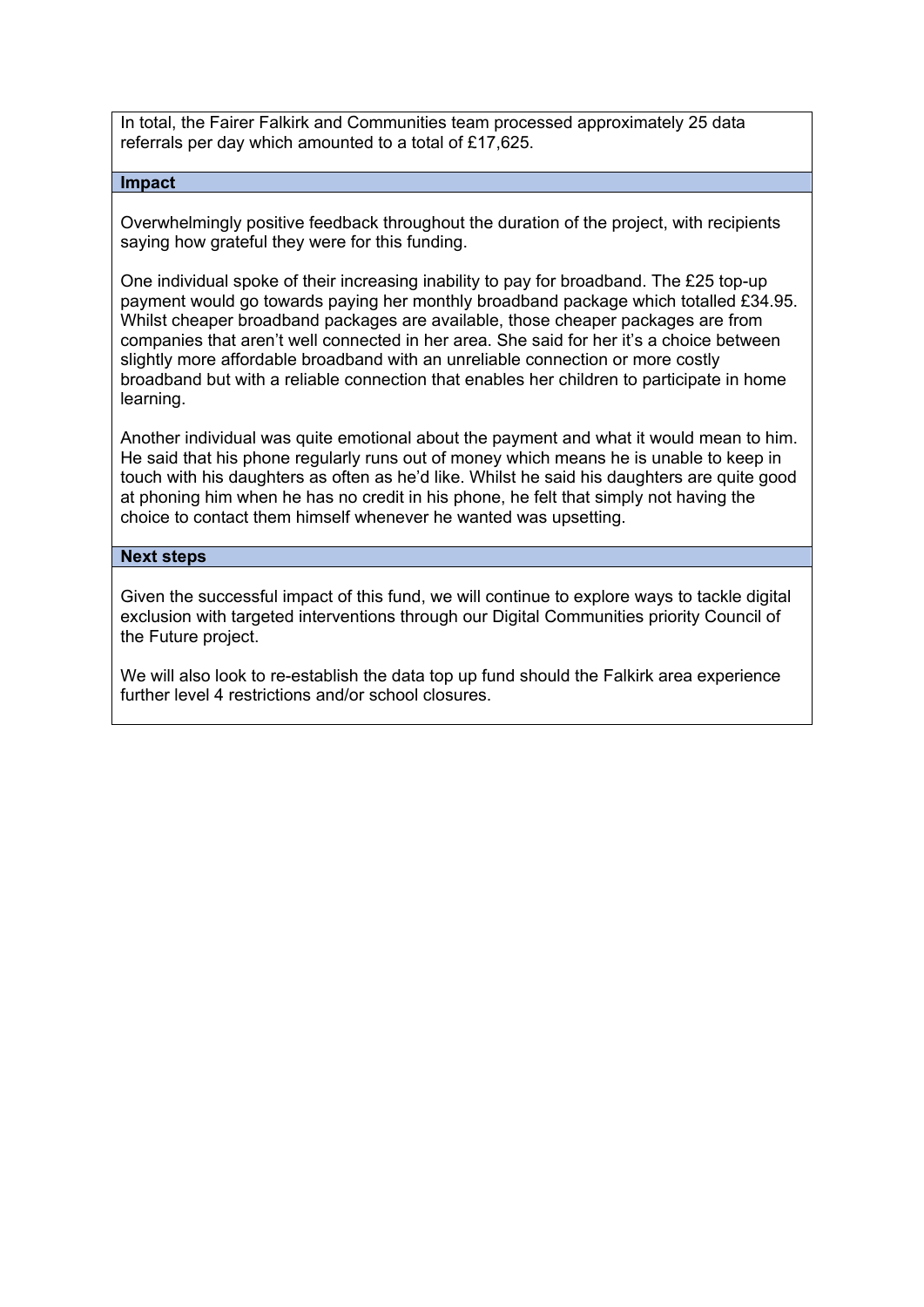In total, the Fairer Falkirk and Communities team processed approximately 25 data referrals per day which amounted to a total of £17,625.

**Impact**

Overwhelmingly positive feedback throughout the duration of the project, with recipients saying how grateful they were for this funding.

One individual spoke of their increasing inability to pay for broadband. The £25 top-up payment would go towards paying her monthly broadband package which totalled £34.95. Whilst cheaper broadband packages are available, those cheaper packages are from companies that aren't well connected in her area. She said for her it's a choice between slightly more affordable broadband with an unreliable connection or more costly broadband but with a reliable connection that enables her children to participate in home learning.

Another individual was quite emotional about the payment and what it would mean to him. He said that his phone regularly runs out of money which means he is unable to keep in touch with his daughters as often as he'd like. Whilst he said his daughters are quite good at phoning him when he has no credit in his phone, he felt that simply not having the choice to contact them himself whenever he wanted was upsetting.

**Next steps**

Given the successful impact of this fund, we will continue to explore ways to tackle digital exclusion with targeted interventions through our Digital Communities priority Council of the Future project.

We will also look to re-establish the data top up fund should the Falkirk area experience further level 4 restrictions and/or school closures.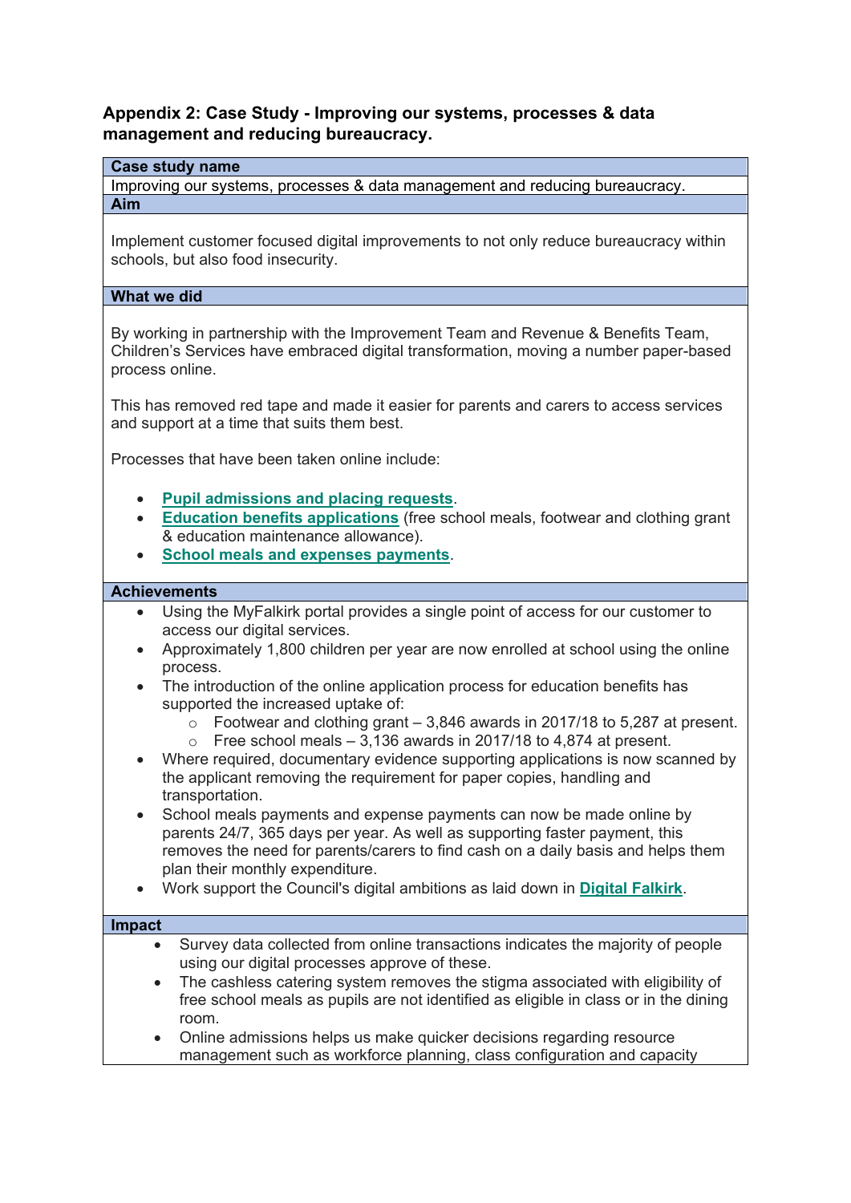## Appendix 2: Case Study - Improving our systems, processes & data management and reducing bureaucracy.

**Case study name**

Improving our systems, processes & data management and reducing bureaucracy.

**Aim**

Implement customer focused digital improvements to not only reduce bureaucracy within schools, but also food insecurity.

**What we did**

By working in partnership with the Improvement Team and Revenue & Benefits Team, Children's Services have embraced digital transformation, moving a number paper-based process online.

This has removed red tape and made it easier for parents and carers to access services and support at a time that suits them best.

Processes that have been taken online include:

- **Pupil admissions and placing requests**.
- **Education benefits applications** (free school meals, footwear and clothing grant & education maintenance allowance).
- **School meals and expenses payments**.

**Achievements**

- Using the MyFalkirk portal provides a single point of access for our customer to access our digital services.
- Approximately 1,800 children per year are now enrolled at school using the online process.
- The introduction of the online application process for education benefits has supported the increased uptake of:
  - Footwear and clothing grant – 3,846 awards in 2017/18 to 5,287 at present.
  - Free school meals – 3,136 awards in 2017/18 to 4,874 at present.
- Where required, documentary evidence supporting applications is now scanned by the applicant removing the requirement for paper copies, handling and transportation.
- School meals payments and expense payments can now be made online by parents 24/7, 365 days per year. As well as supporting faster payment, this removes the need for parents/carers to find cash on a daily basis and helps them plan their monthly expenditure.
- Work support the Council's digital ambitions as laid down in **Digital Falkirk**.

**Impact**

- Survey data collected from online transactions indicates the majority of people using our digital processes approve of these.
- The cashless catering system removes the stigma associated with eligibility of free school meals as pupils are not identified as eligible in class or in the dining room.
- Online admissions helps us make quicker decisions regarding resource management such as workforce planning, class configuration and capacity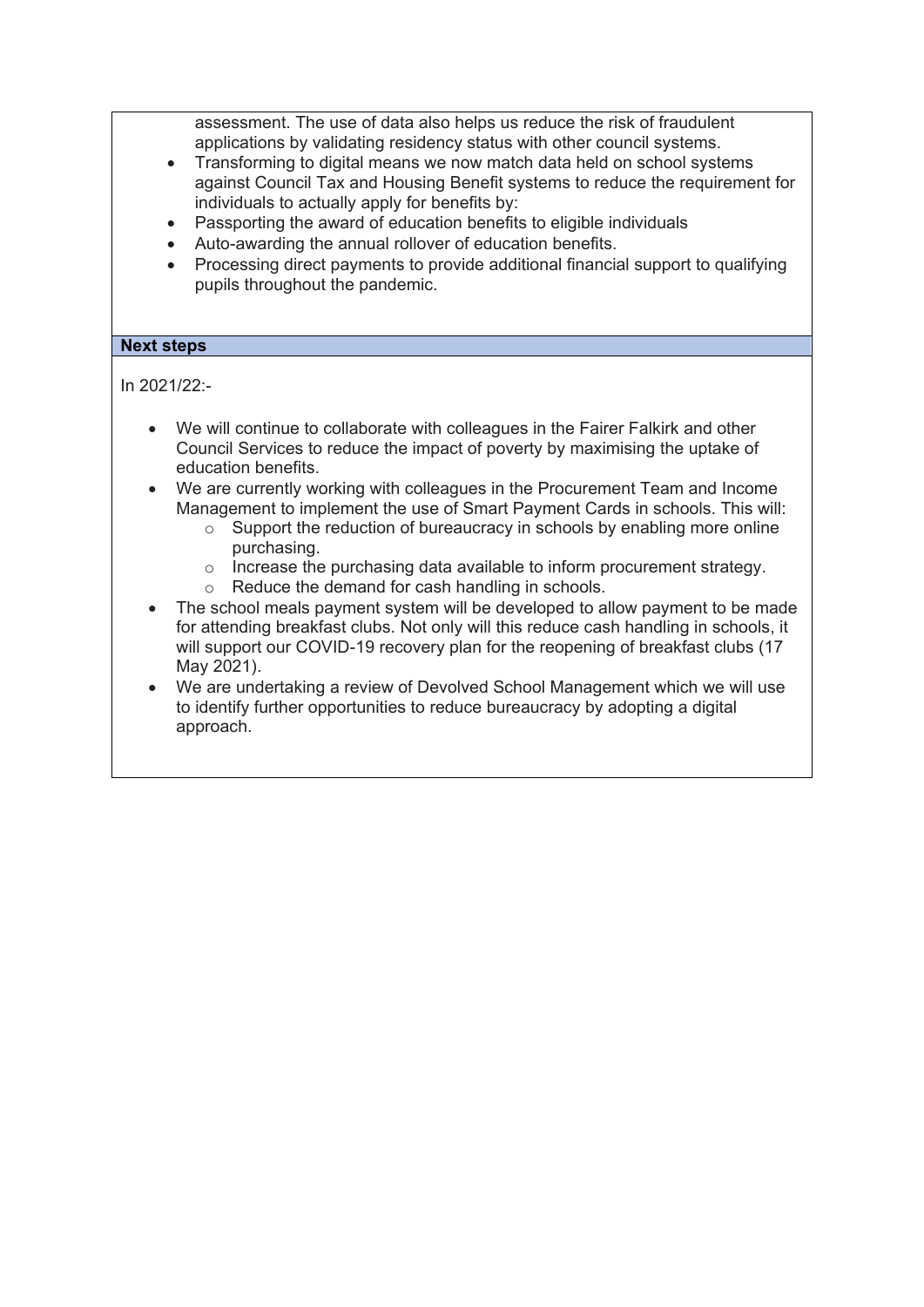assessment. The use of data also helps us reduce the risk of fraudulent applications by validating residency status with other council systems.

- Transforming to digital means we now match data held on school systems against Council Tax and Housing Benefit systems to reduce the requirement for individuals to actually apply for benefits by:
- Passporting the award of education benefits to eligible individuals
- Auto-awarding the annual rollover of education benefits.
- Processing direct payments to provide additional financial support to qualifying pupils throughout the pandemic.

**Next steps**

In 2021/22:-

- We will continue to collaborate with colleagues in the Fairer Falkirk and other Council Services to reduce the impact of poverty by maximising the uptake of education benefits.
- We are currently working with colleagues in the Procurement Team and Income Management to implement the use of Smart Payment Cards in schools. This will:
  - Support the reduction of bureaucracy in schools by enabling more online purchasing.
  - Increase the purchasing data available to inform procurement strategy.
  - Reduce the demand for cash handling in schools.
- The school meals payment system will be developed to allow payment to be made for attending breakfast clubs. Not only will this reduce cash handling in schools, it will support our COVID-19 recovery plan for the reopening of breakfast clubs (17 May 2021).
- We are undertaking a review of Devolved School Management which we will use to identify further opportunities to reduce bureaucracy by adopting a digital approach.